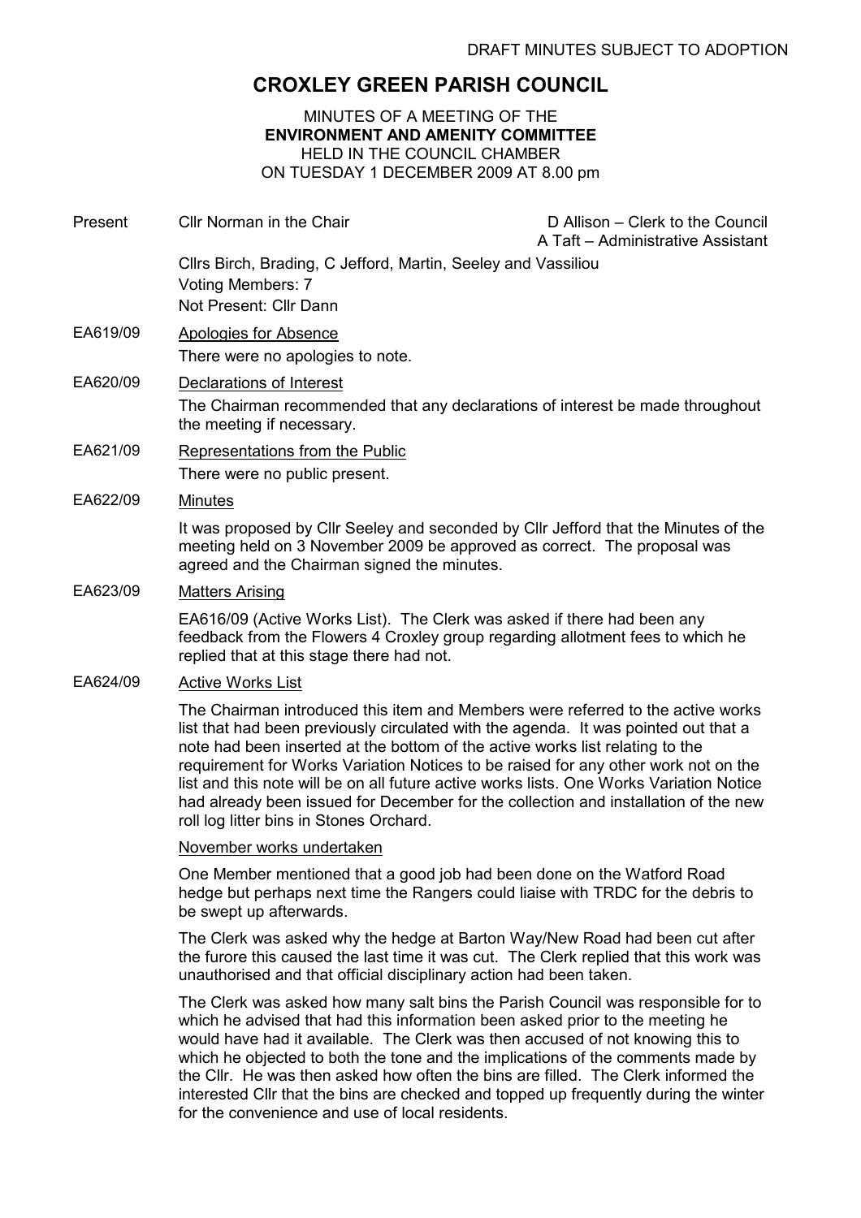DRAFT MINUTES SUBJECT TO ADOPTION

# CROXLEY GREEN PARISH COUNCIL

MINUTES OF A MEETING OF THE
**ENVIRONMENT AND AMENITY COMMITTEE**
HELD IN THE COUNCIL CHAMBER
ON TUESDAY 1 DECEMBER 2009 AT 8.00 pm

Present: Cllr Norman in the Chair — D Allison – Clerk to the Council; A Taft – Administrative Assistant

Cllrs Birch, Brading, C Jefford, Martin, Seeley and Vassiliou
Voting Members: 7
Not Present: Cllr Dann

**EA619/09** Apologies for Absence

There were no apologies to note.

**EA620/09** Declarations of Interest

The Chairman recommended that any declarations of interest be made throughout the meeting if necessary.

**EA621/09** Representations from the Public

There were no public present.

**EA622/09** Minutes

It was proposed by Cllr Seeley and seconded by Cllr Jefford that the Minutes of the meeting held on 3 November 2009 be approved as correct. The proposal was agreed and the Chairman signed the minutes.

**EA623/09** Matters Arising

EA616/09 (Active Works List). The Clerk was asked if there had been any feedback from the Flowers 4 Croxley group regarding allotment fees to which he replied that at this stage there had not.

**EA624/09** Active Works List

The Chairman introduced this item and Members were referred to the active works list that had been previously circulated with the agenda. It was pointed out that a note had been inserted at the bottom of the active works list relating to the requirement for Works Variation Notices to be raised for any other work not on the list and this note will be on all future active works lists. One Works Variation Notice had already been issued for December for the collection and installation of the new roll log litter bins in Stones Orchard.

November works undertaken

One Member mentioned that a good job had been done on the Watford Road hedge but perhaps next time the Rangers could liaise with TRDC for the debris to be swept up afterwards.

The Clerk was asked why the hedge at Barton Way/New Road had been cut after the furore this caused the last time it was cut. The Clerk replied that this work was unauthorised and that official disciplinary action had been taken.

The Clerk was asked how many salt bins the Parish Council was responsible for to which he advised that had this information been asked prior to the meeting he would have had it available. The Clerk was then accused of not knowing this to which he objected to both the tone and the implications of the comments made by the Cllr. He was then asked how often the bins are filled. The Clerk informed the interested Cllr that the bins are checked and topped up frequently during the winter for the convenience and use of local residents.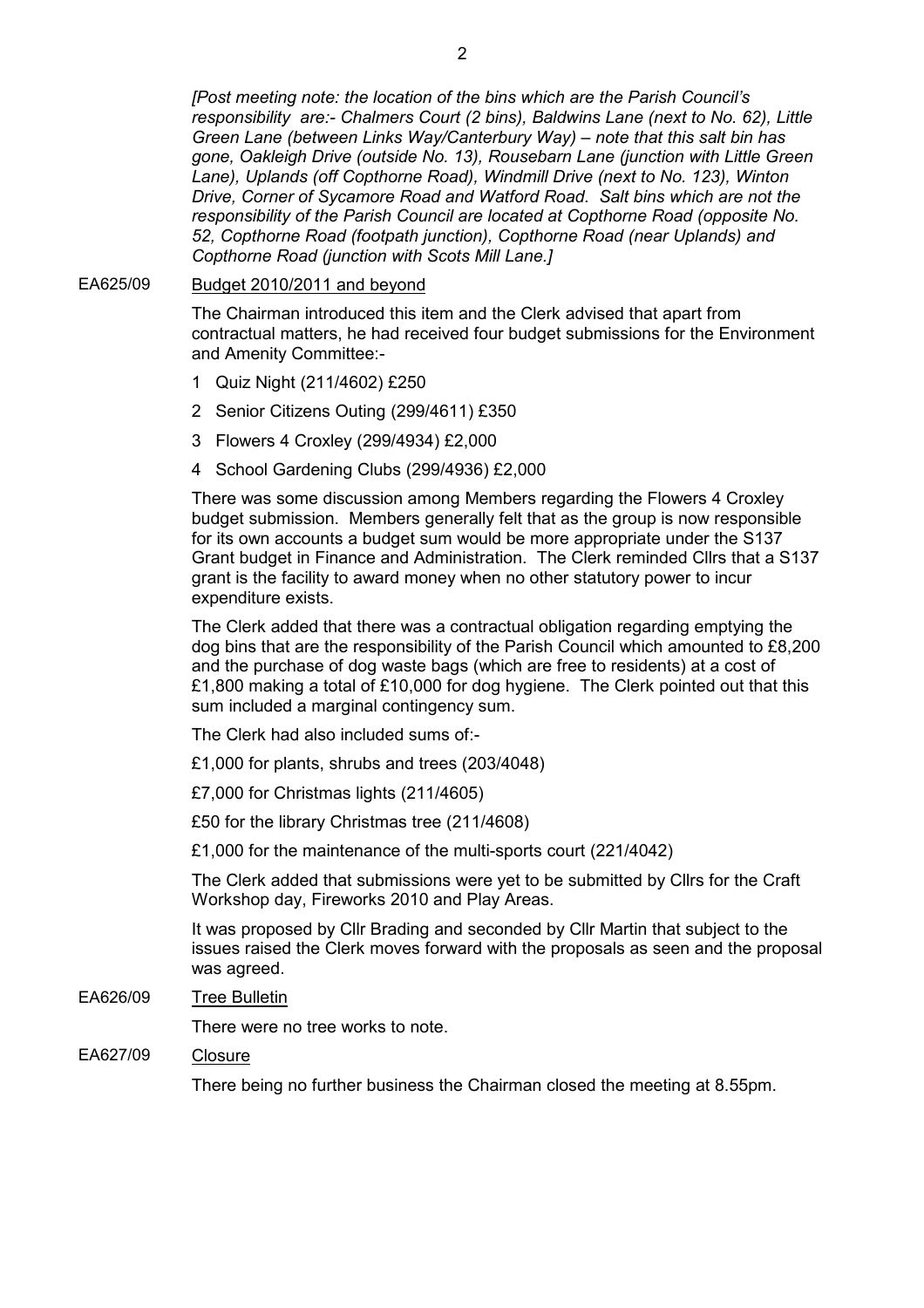*[Post meeting note: the location of the bins which are the Parish Council's responsibility are:- Chalmers Court (2 bins), Baldwins Lane (next to No. 62), Little Green Lane (between Links Way/Canterbury Way) – note that this salt bin has gone, Oakleigh Drive (outside No. 13), Rousebarn Lane (junction with Little Green Lane), Uplands (off Copthorne Road), Windmill Drive (next to No. 123), Winton Drive, Corner of Sycamore Road and Watford Road. Salt bins which are not the responsibility of the Parish Council are located at Copthorne Road (opposite No. 52, Copthorne Road (footpath junction), Copthorne Road (near Uplands) and Copthorne Road (junction with Scots Mill Lane.]*

EA625/09 Budget 2010/2011 and beyond

The Chairman introduced this item and the Clerk advised that apart from contractual matters, he had received four budget submissions for the Environment and Amenity Committee:-

1. Quiz Night (211/4602) £250
2. Senior Citizens Outing (299/4611) £350
3. Flowers 4 Croxley (299/4934) £2,000
4. School Gardening Clubs (299/4936) £2,000

There was some discussion among Members regarding the Flowers 4 Croxley budget submission. Members generally felt that as the group is now responsible for its own accounts a budget sum would be more appropriate under the S137 Grant budget in Finance and Administration. The Clerk reminded Cllrs that a S137 grant is the facility to award money when no other statutory power to incur expenditure exists.

The Clerk added that there was a contractual obligation regarding emptying the dog bins that are the responsibility of the Parish Council which amounted to £8,200 and the purchase of dog waste bags (which are free to residents) at a cost of £1,800 making a total of £10,000 for dog hygiene. The Clerk pointed out that this sum included a marginal contingency sum.

The Clerk had also included sums of:-

£1,000 for plants, shrubs and trees (203/4048)

£7,000 for Christmas lights (211/4605)

£50 for the library Christmas tree (211/4608)

£1,000 for the maintenance of the multi-sports court (221/4042)

The Clerk added that submissions were yet to be submitted by Cllrs for the Craft Workshop day, Fireworks 2010 and Play Areas.

It was proposed by Cllr Brading and seconded by Cllr Martin that subject to the issues raised the Clerk moves forward with the proposals as seen and the proposal was agreed.

EA626/09 Tree Bulletin

There were no tree works to note.

EA627/09 Closure

There being no further business the Chairman closed the meeting at 8.55pm.